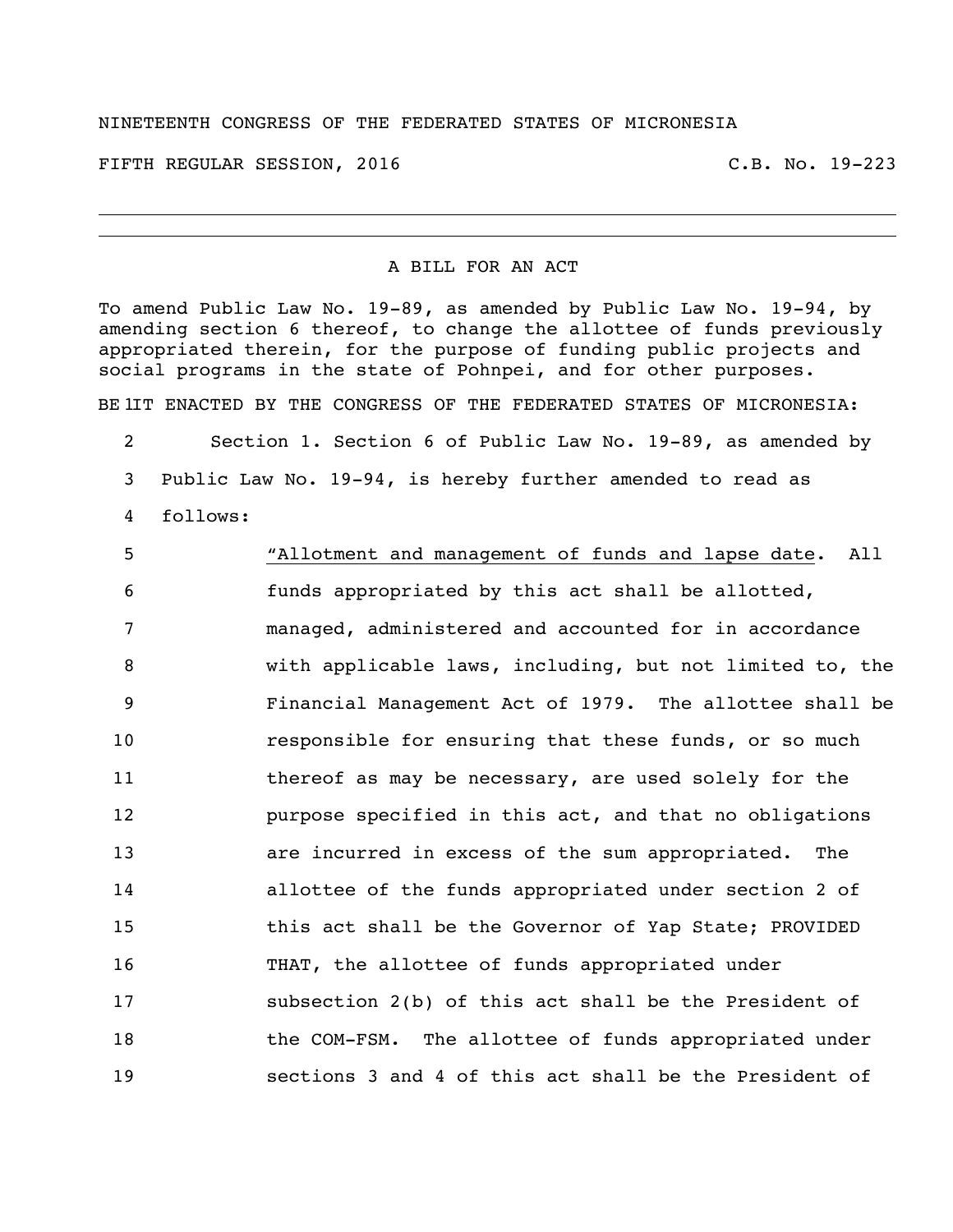NINETEENTH CONGRESS OF THE FEDERATED STATES OF MICRONESIA

FIFTH REGULAR SESSION, 2016 C.B. No. 19-223

---

A BILL FOR AN ACT

To amend Public Law No. 19-89, as amended by Public Law No. 19-94, by amending section 6 thereof, to change the allottee of funds previously appropriated therein, for the purpose of funding public projects and social programs in the state of Pohnpei, and for other purposes.

BE IT ENACTED BY THE CONGRESS OF THE FEDERATED STATES OF MICRONESIA:

Section 1. Section 6 of Public Law No. 19-89, as amended by Public Law No. 19-94, is hereby further amended to read as follows:

> "Allotment and management of funds and lapse date. All funds appropriated by this act shall be allotted, managed, administered and accounted for in accordance with applicable laws, including, but not limited to, the Financial Management Act of 1979. The allottee shall be responsible for ensuring that these funds, or so much thereof as may be necessary, are used solely for the purpose specified in this act, and that no obligations are incurred in excess of the sum appropriated. The allottee of the funds appropriated under section 2 of this act shall be the Governor of Yap State; PROVIDED THAT, the allottee of funds appropriated under subsection 2(b) of this act shall be the President of the COM-FSM. The allottee of funds appropriated under sections 3 and 4 of this act shall be the President of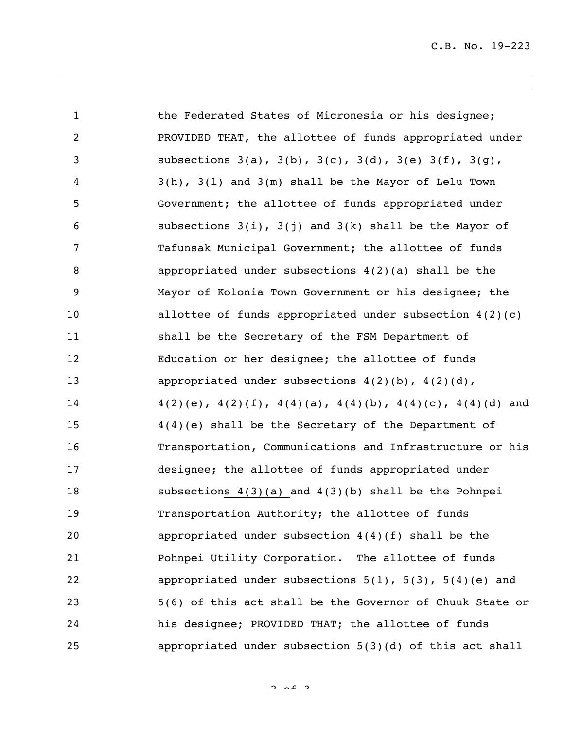the Federated States of Micronesia or his designee; PROVIDED THAT, the allottee of funds appropriated under subsections 3(a), 3(b), 3(c), 3(d), 3(e) 3(f), 3(g), 3(h), 3(l) and 3(m) shall be the Mayor of Lelu Town Government; the allottee of funds appropriated under subsections 3(i), 3(j) and 3(k) shall be the Mayor of Tafunsak Municipal Government; the allottee of funds appropriated under subsections 4(2)(a) shall be the Mayor of Kolonia Town Government or his designee; the allottee of funds appropriated under subsection 4(2)(c) shall be the Secretary of the FSM Department of Education or her designee; the allottee of funds appropriated under subsections 4(2)(b), 4(2)(d), 4(2)(e), 4(2)(f), 4(4)(a), 4(4)(b), 4(4)(c), 4(4)(d) and 4(4)(e) shall be the Secretary of the Department of Transportation, Communications and Infrastructure or his designee; the allottee of funds appropriated under subsections 4(3)(a) and 4(3)(b) shall be the Pohnpei Transportation Authority; the allottee of funds appropriated under subsection 4(4)(f) shall be the Pohnpei Utility Corporation. The allottee of funds appropriated under subsections 5(1), 5(3), 5(4)(e) and 5(6) of this act shall be the Governor of Chuuk State or his designee; PROVIDED THAT; the allottee of funds appropriated under subsection 5(3)(d) of this act shall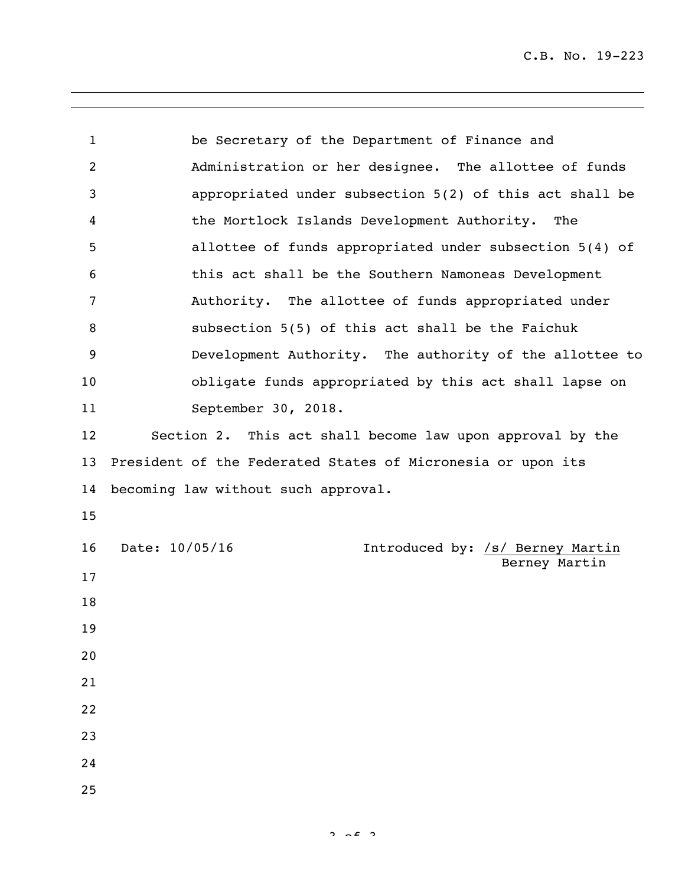be Secretary of the Department of Finance and Administration or her designee. The allottee of funds appropriated under subsection 5(2) of this act shall be the Mortlock Islands Development Authority. The allottee of funds appropriated under subsection 5(4) of this act shall be the Southern Namoneas Development Authority. The allottee of funds appropriated under subsection 5(5) of this act shall be the Faichuk Development Authority. The authority of the allottee to obligate funds appropriated by this act shall lapse on September 30, 2018.

Section 2. This act shall become law upon approval by the President of the Federated States of Micronesia or upon its becoming law without such approval.

Date: 10/05/16

Introduced by: /s/ Berney Martin
Berney Martin